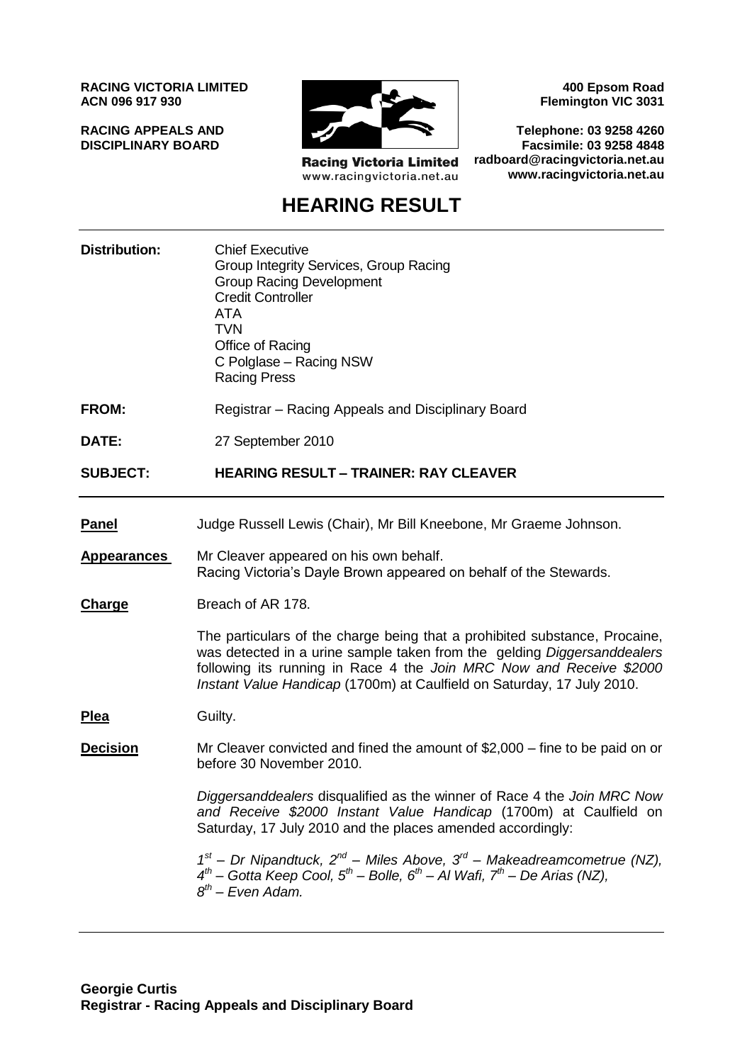**RACING VICTORIA LIMITED**
**ACN 096 917 930**

**RACING APPEALS AND DISCIPLINARY BOARD**

Racing Victoria Limited
www.racingvictoria.net.au

**400 Epsom Road**
**Flemington VIC 3031**

**Telephone: 03 9258 4260**
**Facsimile: 03 9258 4848**
**radboard@racingvictoria.net.au**
**www.racingvictoria.net.au**

# HEARING RESULT

**Distribution:** Chief Executive
Group Integrity Services, Group Racing
Group Racing Development
Credit Controller
ATA
TVN
Office of Racing
C Polglase – Racing NSW
Racing Press

**FROM:** Registrar – Racing Appeals and Disciplinary Board

**DATE:** 27 September 2010

**SUBJECT: HEARING RESULT – TRAINER: RAY CLEAVER**

---

**Panel** Judge Russell Lewis (Chair), Mr Bill Kneebone, Mr Graeme Johnson.

**Appearances** Mr Cleaver appeared on his own behalf.
Racing Victoria's Dayle Brown appeared on behalf of the Stewards.

**Charge** Breach of AR 178.

The particulars of the charge being that a prohibited substance, Procaine, was detected in a urine sample taken from the gelding *Diggersanddealers* following its running in Race 4 the *Join MRC Now and Receive $2000 Instant Value Handicap* (1700m) at Caulfield on Saturday, 17 July 2010.

**Plea** Guilty.

**Decision** Mr Cleaver convicted and fined the amount of $2,000 – fine to be paid on or before 30 November 2010.

*Diggersanddealers* disqualified as the winner of Race 4 the *Join MRC Now and Receive $2000 Instant Value Handicap* (1700m) at Caulfield on Saturday, 17 July 2010 and the places amended accordingly:

*1st – Dr Nipandtuck, 2nd – Miles Above, 3rd – Makeadreamcometrue (NZ), 4th – Gotta Keep Cool, 5th – Bolle, 6th – Al Wafi, 7th – De Arias (NZ), 8th – Even Adam.*

---

**Georgie Curtis**
**Registrar - Racing Appeals and Disciplinary Board**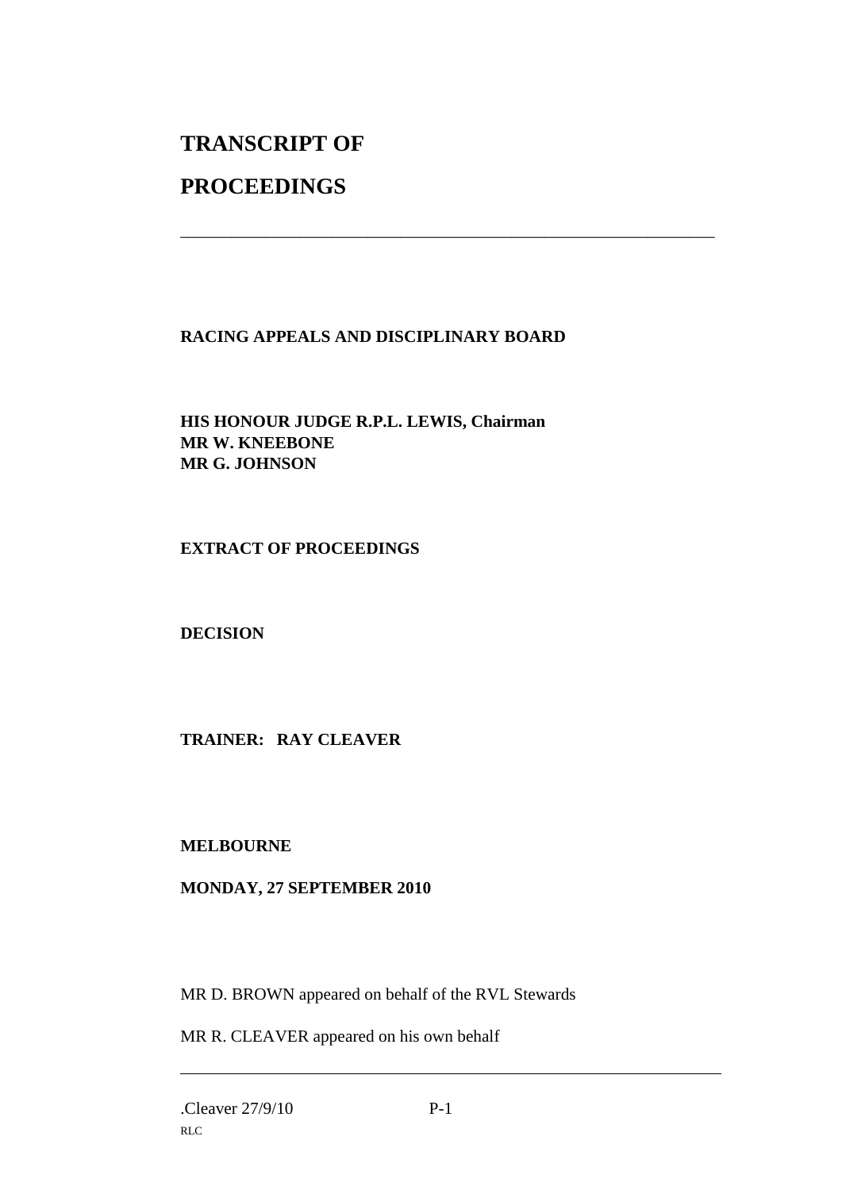# TRANSCRIPT OF

# PROCEEDINGS

---

**RACING APPEALS AND DISCIPLINARY BOARD**

**HIS HONOUR JUDGE R.P.L. LEWIS, Chairman**
**MR W. KNEEBONE**
**MR G. JOHNSON**

**EXTRACT OF PROCEEDINGS**

**DECISION**

**TRAINER: RAY CLEAVER**

**MELBOURNE**

**MONDAY, 27 SEPTEMBER 2010**

MR D. BROWN appeared on behalf of the RVL Stewards

MR R. CLEAVER appeared on his own behalf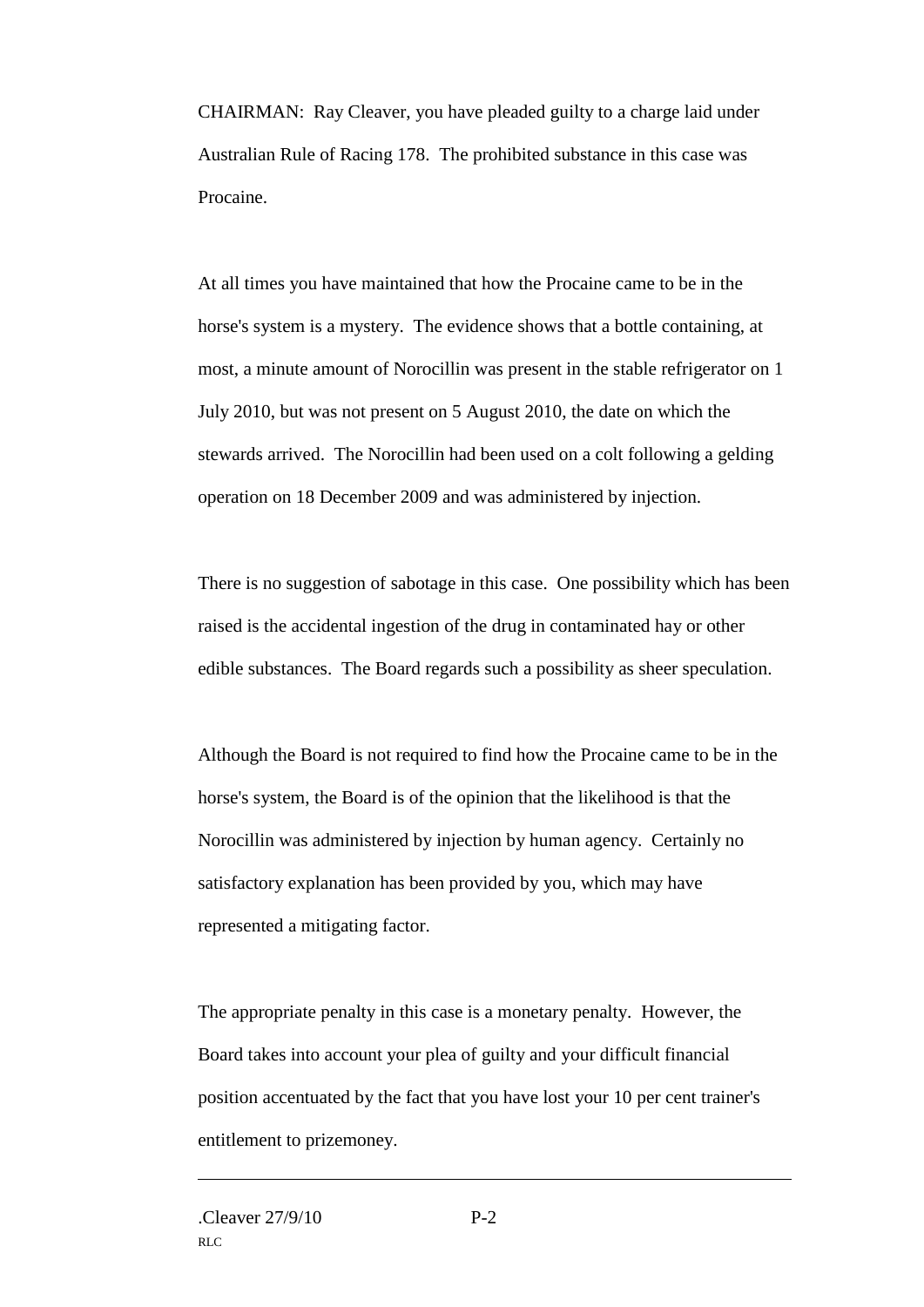CHAIRMAN: Ray Cleaver, you have pleaded guilty to a charge laid under Australian Rule of Racing 178. The prohibited substance in this case was Procaine.

At all times you have maintained that how the Procaine came to be in the horse's system is a mystery. The evidence shows that a bottle containing, at most, a minute amount of Norocillin was present in the stable refrigerator on 1 July 2010, but was not present on 5 August 2010, the date on which the stewards arrived. The Norocillin had been used on a colt following a gelding operation on 18 December 2009 and was administered by injection.

There is no suggestion of sabotage in this case. One possibility which has been raised is the accidental ingestion of the drug in contaminated hay or other edible substances. The Board regards such a possibility as sheer speculation.

Although the Board is not required to find how the Procaine came to be in the horse's system, the Board is of the opinion that the likelihood is that the Norocillin was administered by injection by human agency. Certainly no satisfactory explanation has been provided by you, which may have represented a mitigating factor.

The appropriate penalty in this case is a monetary penalty. However, the Board takes into account your plea of guilty and your difficult financial position accentuated by the fact that you have lost your 10 per cent trainer's entitlement to prizemoney.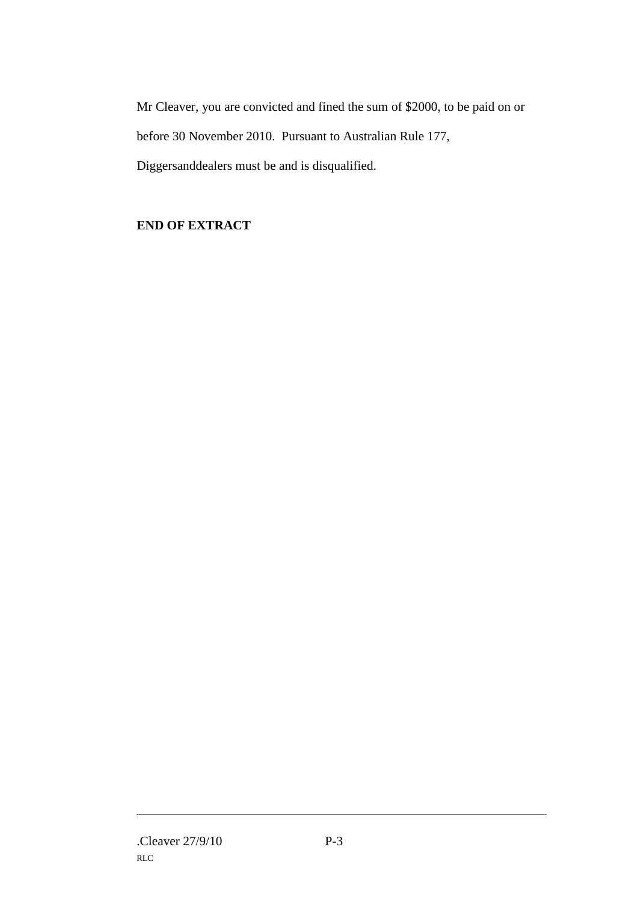Mr Cleaver, you are convicted and fined the sum of $2000, to be paid on or before 30 November 2010. Pursuant to Australian Rule 177, Diggersanddealers must be and is disqualified.

**END OF EXTRACT**